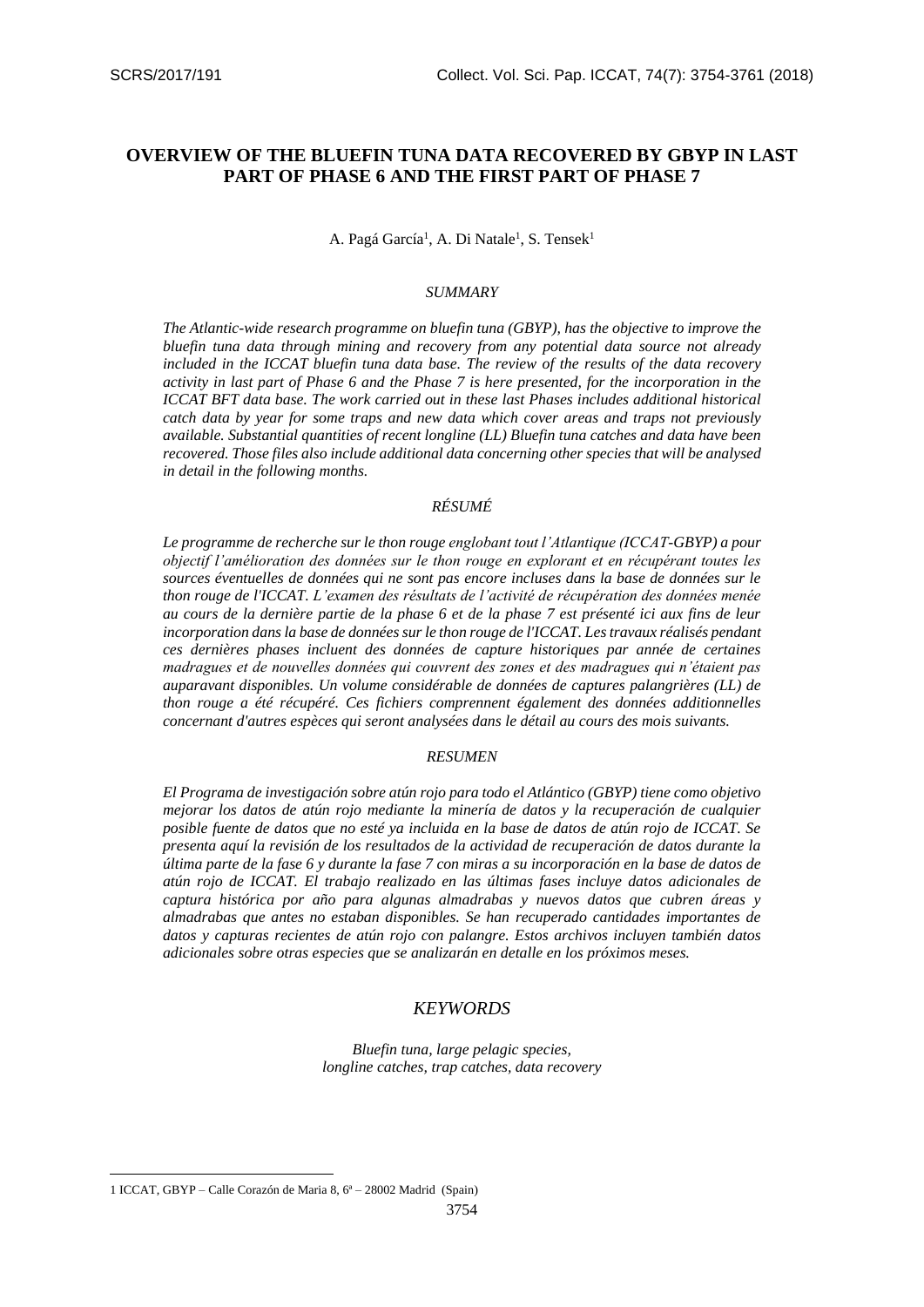# OVERVIEW OF THE BLUEFIN TUNA DATA RECOVERED BY GBYP IN LAST PART OF PHASE 6 AND THE FIRST PART OF PHASE 7

A. Pagá García[1], A. Di Natale[1], S. Tensek[1]

## SUMMARY

*The Atlantic-wide research programme on bluefin tuna (GBYP), has the objective to improve the bluefin tuna data through mining and recovery from any potential data source not already included in the ICCAT bluefin tuna data base. The review of the results of the data recovery activity in last part of Phase 6 and the Phase 7 is here presented, for the incorporation in the ICCAT BFT data base. The work carried out in these last Phases includes additional historical catch data by year for some traps and new data which cover areas and traps not previously available. Substantial quantities of recent longline (LL) Bluefin tuna catches and data have been recovered. Those files also include additional data concerning other species that will be analysed in detail in the following months.*

## RÉSUMÉ

*Le programme de recherche sur le thon rouge englobant tout l'Atlantique (ICCAT-GBYP) a pour objectif l'amélioration des données sur le thon rouge en explorant et en récupérant toutes les sources éventuelles de données qui ne sont pas encore incluses dans la base de données sur le thon rouge de l'ICCAT. L'examen des résultats de l'activité de récupération des données menée au cours de la dernière partie de la phase 6 et de la phase 7 est présenté ici aux fins de leur incorporation dans la base de données sur le thon rouge de l'ICCAT. Les travaux réalisés pendant ces dernières phases incluent des données de capture historiques par année de certaines madragues et de nouvelles données qui couvrent des zones et des madragues qui n'étaient pas auparavant disponibles. Un volume considérable de données de captures palangrières (LL) de thon rouge a été récupéré. Ces fichiers comprennent également des données additionnelles concernant d'autres espèces qui seront analysées dans le détail au cours des mois suivants.*

## RESUMEN

*El Programa de investigación sobre atún rojo para todo el Atlántico (GBYP) tiene como objetivo mejorar los datos de atún rojo mediante la minería de datos y la recuperación de cualquier posible fuente de datos que no esté ya incluida en la base de datos de atún rojo de ICCAT. Se presenta aquí la revisión de los resultados de la actividad de recuperación de datos durante la última parte de la fase 6 y durante la fase 7 con miras a su incorporación en la base de datos de atún rojo de ICCAT. El trabajo realizado en las últimas fases incluye datos adicionales de captura histórica por año para algunas almadrabas y nuevos datos que cubren áreas y almadrabas que antes no estaban disponibles. Se han recuperado cantidades importantes de datos y capturas recientes de atún rojo con palangre. Estos archivos incluyen también datos adicionales sobre otras especies que se analizarán en detalle en los próximos meses.*

## KEYWORDS

*Bluefin tuna, large pelagic species, longline catches, trap catches, data recovery*

---

[1] ICCAT, GBYP – Calle Corazón de Maria 8, 6ª – 28002 Madrid (Spain)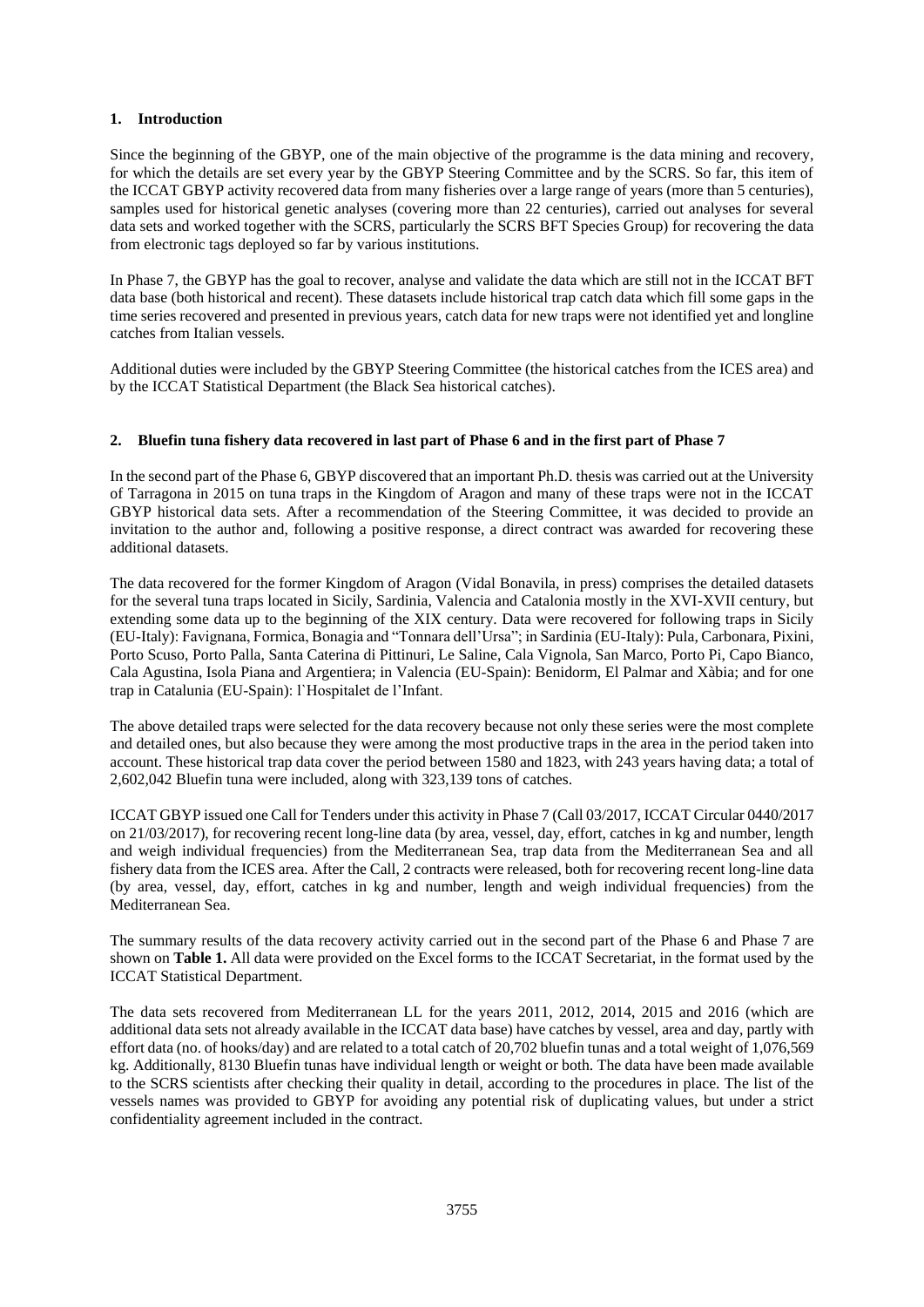## 1. Introduction

Since the beginning of the GBYP, one of the main objective of the programme is the data mining and recovery, for which the details are set every year by the GBYP Steering Committee and by the SCRS. So far, this item of the ICCAT GBYP activity recovered data from many fisheries over a large range of years (more than 5 centuries), samples used for historical genetic analyses (covering more than 22 centuries), carried out analyses for several data sets and worked together with the SCRS, particularly the SCRS BFT Species Group) for recovering the data from electronic tags deployed so far by various institutions.

In Phase 7, the GBYP has the goal to recover, analyse and validate the data which are still not in the ICCAT BFT data base (both historical and recent). These datasets include historical trap catch data which fill some gaps in the time series recovered and presented in previous years, catch data for new traps were not identified yet and longline catches from Italian vessels.

Additional duties were included by the GBYP Steering Committee (the historical catches from the ICES area) and by the ICCAT Statistical Department (the Black Sea historical catches).

## 2. Bluefin tuna fishery data recovered in last part of Phase 6 and in the first part of Phase 7

In the second part of the Phase 6, GBYP discovered that an important Ph.D. thesis was carried out at the University of Tarragona in 2015 on tuna traps in the Kingdom of Aragon and many of these traps were not in the ICCAT GBYP historical data sets. After a recommendation of the Steering Committee, it was decided to provide an invitation to the author and, following a positive response, a direct contract was awarded for recovering these additional datasets.

The data recovered for the former Kingdom of Aragon (Vidal Bonavila, in press) comprises the detailed datasets for the several tuna traps located in Sicily, Sardinia, Valencia and Catalonia mostly in the XVI-XVII century, but extending some data up to the beginning of the XIX century. Data were recovered for following traps in Sicily (EU-Italy): Favignana, Formica, Bonagia and "Tonnara dell'Ursa"; in Sardinia (EU-Italy): Pula, Carbonara, Pixini, Porto Scuso, Porto Palla, Santa Caterina di Pittinuri, Le Saline, Cala Vignola, San Marco, Porto Pi, Capo Bianco, Cala Agustina, Isola Piana and Argentiera; in Valencia (EU-Spain): Benidorm, El Palmar and Xàbia; and for one trap in Catalunia (EU-Spain): l`Hospitalet de l'Infant.

The above detailed traps were selected for the data recovery because not only these series were the most complete and detailed ones, but also because they were among the most productive traps in the area in the period taken into account. These historical trap data cover the period between 1580 and 1823, with 243 years having data; a total of 2,602,042 Bluefin tuna were included, along with 323,139 tons of catches.

ICCAT GBYP issued one Call for Tenders under this activity in Phase 7 (Call 03/2017, ICCAT Circular 0440/2017 on 21/03/2017), for recovering recent long-line data (by area, vessel, day, effort, catches in kg and number, length and weigh individual frequencies) from the Mediterranean Sea, trap data from the Mediterranean Sea and all fishery data from the ICES area. After the Call, 2 contracts were released, both for recovering recent long-line data (by area, vessel, day, effort, catches in kg and number, length and weigh individual frequencies) from the Mediterranean Sea.

The summary results of the data recovery activity carried out in the second part of the Phase 6 and Phase 7 are shown on **Table 1.** All data were provided on the Excel forms to the ICCAT Secretariat, in the format used by the ICCAT Statistical Department.

The data sets recovered from Mediterranean LL for the years 2011, 2012, 2014, 2015 and 2016 (which are additional data sets not already available in the ICCAT data base) have catches by vessel, area and day, partly with effort data (no. of hooks/day) and are related to a total catch of 20,702 bluefin tunas and a total weight of 1,076,569 kg. Additionally, 8130 Bluefin tunas have individual length or weight or both. The data have been made available to the SCRS scientists after checking their quality in detail, according to the procedures in place. The list of the vessels names was provided to GBYP for avoiding any potential risk of duplicating values, but under a strict confidentiality agreement included in the contract.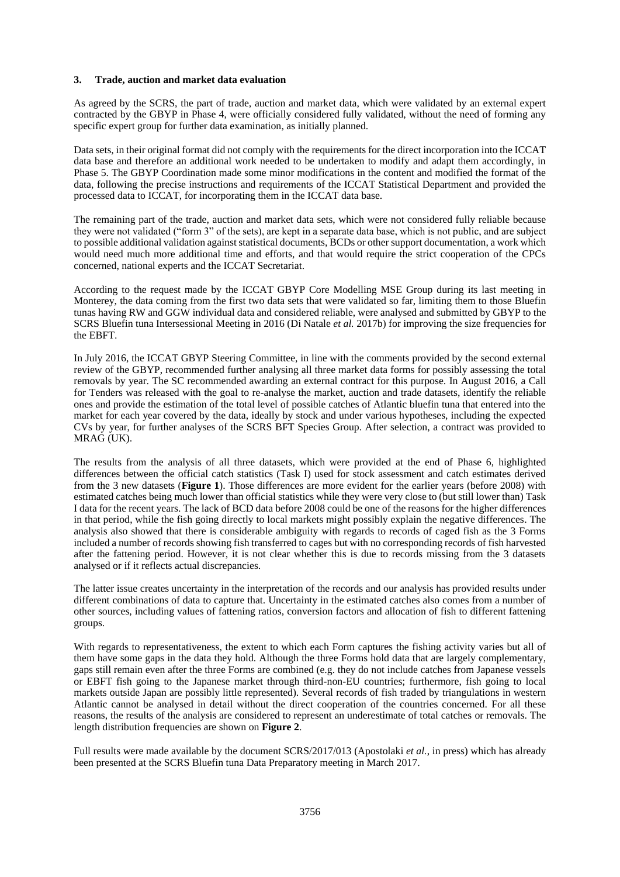## 3. Trade, auction and market data evaluation

As agreed by the SCRS, the part of trade, auction and market data, which were validated by an external expert contracted by the GBYP in Phase 4, were officially considered fully validated, without the need of forming any specific expert group for further data examination, as initially planned.

Data sets, in their original format did not comply with the requirements for the direct incorporation into the ICCAT data base and therefore an additional work needed to be undertaken to modify and adapt them accordingly, in Phase 5. The GBYP Coordination made some minor modifications in the content and modified the format of the data, following the precise instructions and requirements of the ICCAT Statistical Department and provided the processed data to ICCAT, for incorporating them in the ICCAT data base.

The remaining part of the trade, auction and market data sets, which were not considered fully reliable because they were not validated ("form 3" of the sets), are kept in a separate data base, which is not public, and are subject to possible additional validation against statistical documents, BCDs or other support documentation, a work which would need much more additional time and efforts, and that would require the strict cooperation of the CPCs concerned, national experts and the ICCAT Secretariat.

According to the request made by the ICCAT GBYP Core Modelling MSE Group during its last meeting in Monterey, the data coming from the first two data sets that were validated so far, limiting them to those Bluefin tunas having RW and GGW individual data and considered reliable, were analysed and submitted by GBYP to the SCRS Bluefin tuna Intersessional Meeting in 2016 (Di Natale *et al.* 2017b) for improving the size frequencies for the EBFT.

In July 2016, the ICCAT GBYP Steering Committee, in line with the comments provided by the second external review of the GBYP, recommended further analysing all three market data forms for possibly assessing the total removals by year. The SC recommended awarding an external contract for this purpose. In August 2016, a Call for Tenders was released with the goal to re-analyse the market, auction and trade datasets, identify the reliable ones and provide the estimation of the total level of possible catches of Atlantic bluefin tuna that entered into the market for each year covered by the data, ideally by stock and under various hypotheses, including the expected CVs by year, for further analyses of the SCRS BFT Species Group. After selection, a contract was provided to MRAG (UK).

The results from the analysis of all three datasets, which were provided at the end of Phase 6, highlighted differences between the official catch statistics (Task I) used for stock assessment and catch estimates derived from the 3 new datasets (**Figure 1**). Those differences are more evident for the earlier years (before 2008) with estimated catches being much lower than official statistics while they were very close to (but still lower than) Task I data for the recent years. The lack of BCD data before 2008 could be one of the reasons for the higher differences in that period, while the fish going directly to local markets might possibly explain the negative differences. The analysis also showed that there is considerable ambiguity with regards to records of caged fish as the 3 Forms included a number of records showing fish transferred to cages but with no corresponding records of fish harvested after the fattening period. However, it is not clear whether this is due to records missing from the 3 datasets analysed or if it reflects actual discrepancies.

The latter issue creates uncertainty in the interpretation of the records and our analysis has provided results under different combinations of data to capture that. Uncertainty in the estimated catches also comes from a number of other sources, including values of fattening ratios, conversion factors and allocation of fish to different fattening groups.

With regards to representativeness, the extent to which each Form captures the fishing activity varies but all of them have some gaps in the data they hold. Although the three Forms hold data that are largely complementary, gaps still remain even after the three Forms are combined (e.g. they do not include catches from Japanese vessels or EBFT fish going to the Japanese market through third-non-EU countries; furthermore, fish going to local markets outside Japan are possibly little represented). Several records of fish traded by triangulations in western Atlantic cannot be analysed in detail without the direct cooperation of the countries concerned. For all these reasons, the results of the analysis are considered to represent an underestimate of total catches or removals. The length distribution frequencies are shown on **Figure 2**.

Full results were made available by the document SCRS/2017/013 (Apostolaki *et al.*, in press) which has already been presented at the SCRS Bluefin tuna Data Preparatory meeting in March 2017.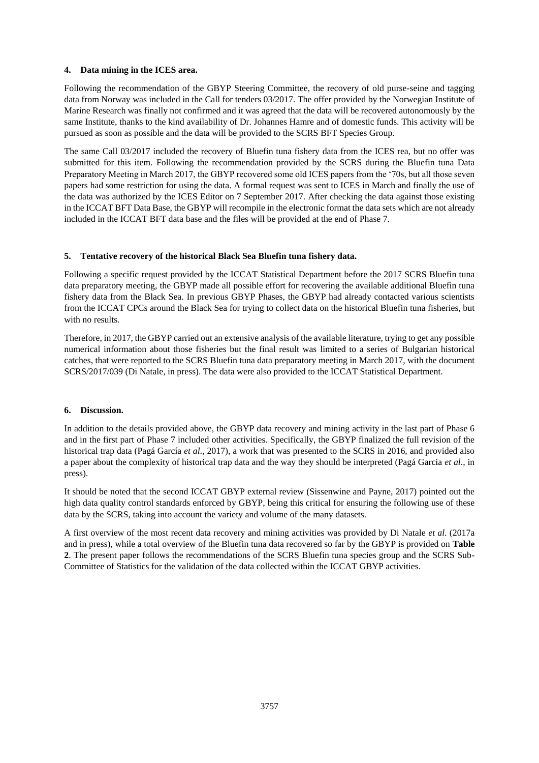## 4. Data mining in the ICES area.

Following the recommendation of the GBYP Steering Committee, the recovery of old purse-seine and tagging data from Norway was included in the Call for tenders 03/2017. The offer provided by the Norwegian Institute of Marine Research was finally not confirmed and it was agreed that the data will be recovered autonomously by the same Institute, thanks to the kind availability of Dr. Johannes Hamre and of domestic funds. This activity will be pursued as soon as possible and the data will be provided to the SCRS BFT Species Group.

The same Call 03/2017 included the recovery of Bluefin tuna fishery data from the ICES rea, but no offer was submitted for this item. Following the recommendation provided by the SCRS during the Bluefin tuna Data Preparatory Meeting in March 2017, the GBYP recovered some old ICES papers from the '70s, but all those seven papers had some restriction for using the data. A formal request was sent to ICES in March and finally the use of the data was authorized by the ICES Editor on 7 September 2017. After checking the data against those existing in the ICCAT BFT Data Base, the GBYP will recompile in the electronic format the data sets which are not already included in the ICCAT BFT data base and the files will be provided at the end of Phase 7.

## 5. Tentative recovery of the historical Black Sea Bluefin tuna fishery data.

Following a specific request provided by the ICCAT Statistical Department before the 2017 SCRS Bluefin tuna data preparatory meeting, the GBYP made all possible effort for recovering the available additional Bluefin tuna fishery data from the Black Sea. In previous GBYP Phases, the GBYP had already contacted various scientists from the ICCAT CPCs around the Black Sea for trying to collect data on the historical Bluefin tuna fisheries, but with no results.

Therefore, in 2017, the GBYP carried out an extensive analysis of the available literature, trying to get any possible numerical information about those fisheries but the final result was limited to a series of Bulgarian historical catches, that were reported to the SCRS Bluefin tuna data preparatory meeting in March 2017, with the document SCRS/2017/039 (Di Natale, in press). The data were also provided to the ICCAT Statistical Department.

## 6. Discussion.

In addition to the details provided above, the GBYP data recovery and mining activity in the last part of Phase 6 and in the first part of Phase 7 included other activities. Specifically, the GBYP finalized the full revision of the historical trap data (Pagá García *et al*., 2017), a work that was presented to the SCRS in 2016, and provided also a paper about the complexity of historical trap data and the way they should be interpreted (Pagá Garcia *et al*., in press).

It should be noted that the second ICCAT GBYP external review (Sissenwine and Payne, 2017) pointed out the high data quality control standards enforced by GBYP, being this critical for ensuring the following use of these data by the SCRS, taking into account the variety and volume of the many datasets.

A first overview of the most recent data recovery and mining activities was provided by Di Natale *et al*. (2017a and in press), while a total overview of the Bluefin tuna data recovered so far by the GBYP is provided on **Table 2**. The present paper follows the recommendations of the SCRS Bluefin tuna species group and the SCRS Sub-Committee of Statistics for the validation of the data collected within the ICCAT GBYP activities.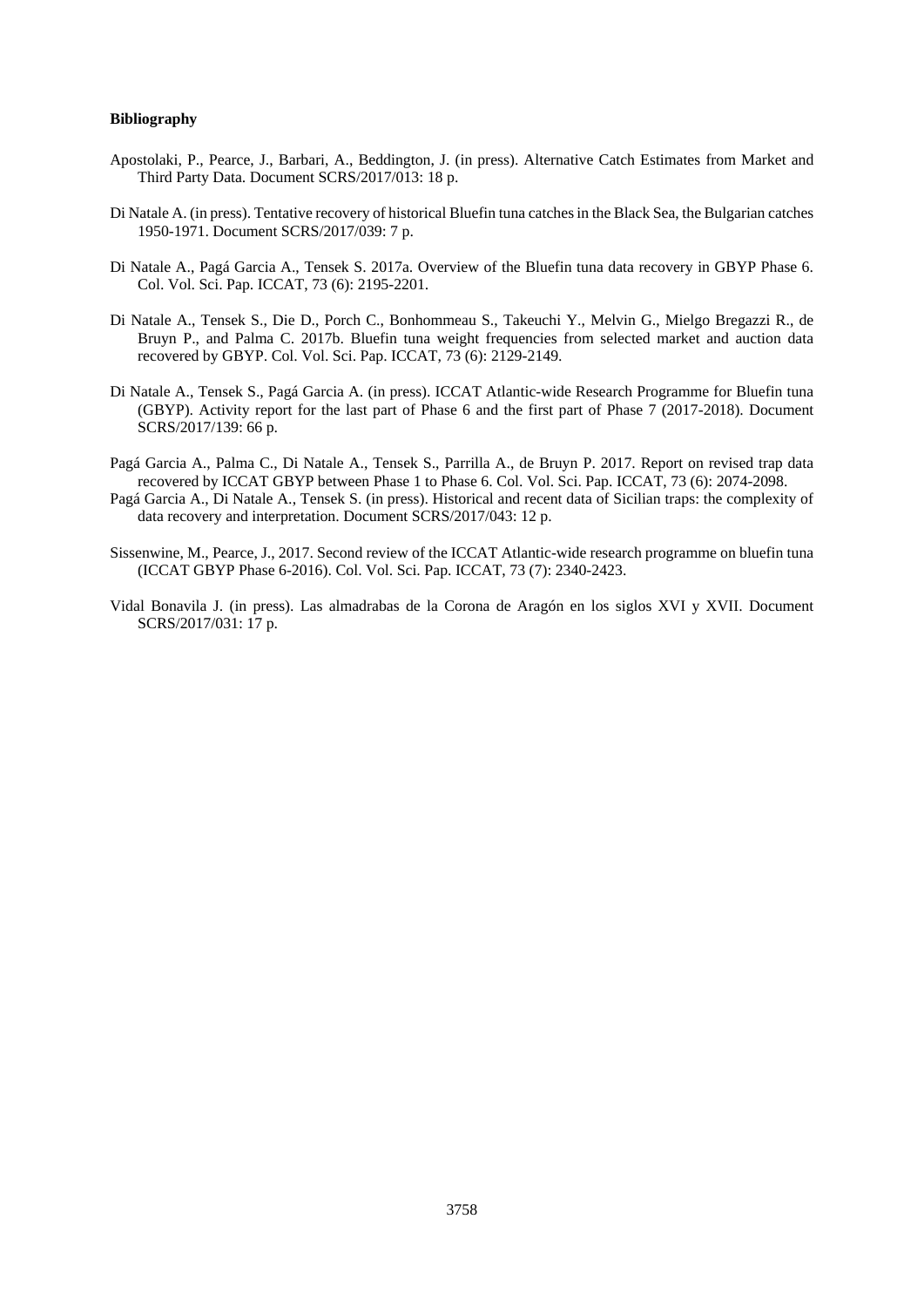**Bibliography**

Apostolaki, P., Pearce, J., Barbari, A., Beddington, J. (in press). Alternative Catch Estimates from Market and Third Party Data. Document SCRS/2017/013: 18 p.

Di Natale A. (in press). Tentative recovery of historical Bluefin tuna catches in the Black Sea, the Bulgarian catches 1950-1971. Document SCRS/2017/039: 7 p.

Di Natale A., Pagá Garcia A., Tensek S. 2017a. Overview of the Bluefin tuna data recovery in GBYP Phase 6. Col. Vol. Sci. Pap. ICCAT, 73 (6): 2195-2201.

Di Natale A., Tensek S., Die D., Porch C., Bonhommeau S., Takeuchi Y., Melvin G., Mielgo Bregazzi R., de Bruyn P., and Palma C. 2017b. Bluefin tuna weight frequencies from selected market and auction data recovered by GBYP. Col. Vol. Sci. Pap. ICCAT, 73 (6): 2129-2149.

Di Natale A., Tensek S., Pagá Garcia A. (in press). ICCAT Atlantic-wide Research Programme for Bluefin tuna (GBYP). Activity report for the last part of Phase 6 and the first part of Phase 7 (2017-2018). Document SCRS/2017/139: 66 p.

Pagá Garcia A., Palma C., Di Natale A., Tensek S., Parrilla A., de Bruyn P. 2017. Report on revised trap data recovered by ICCAT GBYP between Phase 1 to Phase 6. Col. Vol. Sci. Pap. ICCAT, 73 (6): 2074-2098.

Pagá Garcia A., Di Natale A., Tensek S. (in press). Historical and recent data of Sicilian traps: the complexity of data recovery and interpretation. Document SCRS/2017/043: 12 p.

Sissenwine, M., Pearce, J., 2017. Second review of the ICCAT Atlantic-wide research programme on bluefin tuna (ICCAT GBYP Phase 6-2016). Col. Vol. Sci. Pap. ICCAT, 73 (7): 2340-2423.

Vidal Bonavila J. (in press). Las almadrabas de la Corona de Aragón en los siglos XVI y XVII. Document SCRS/2017/031: 17 p.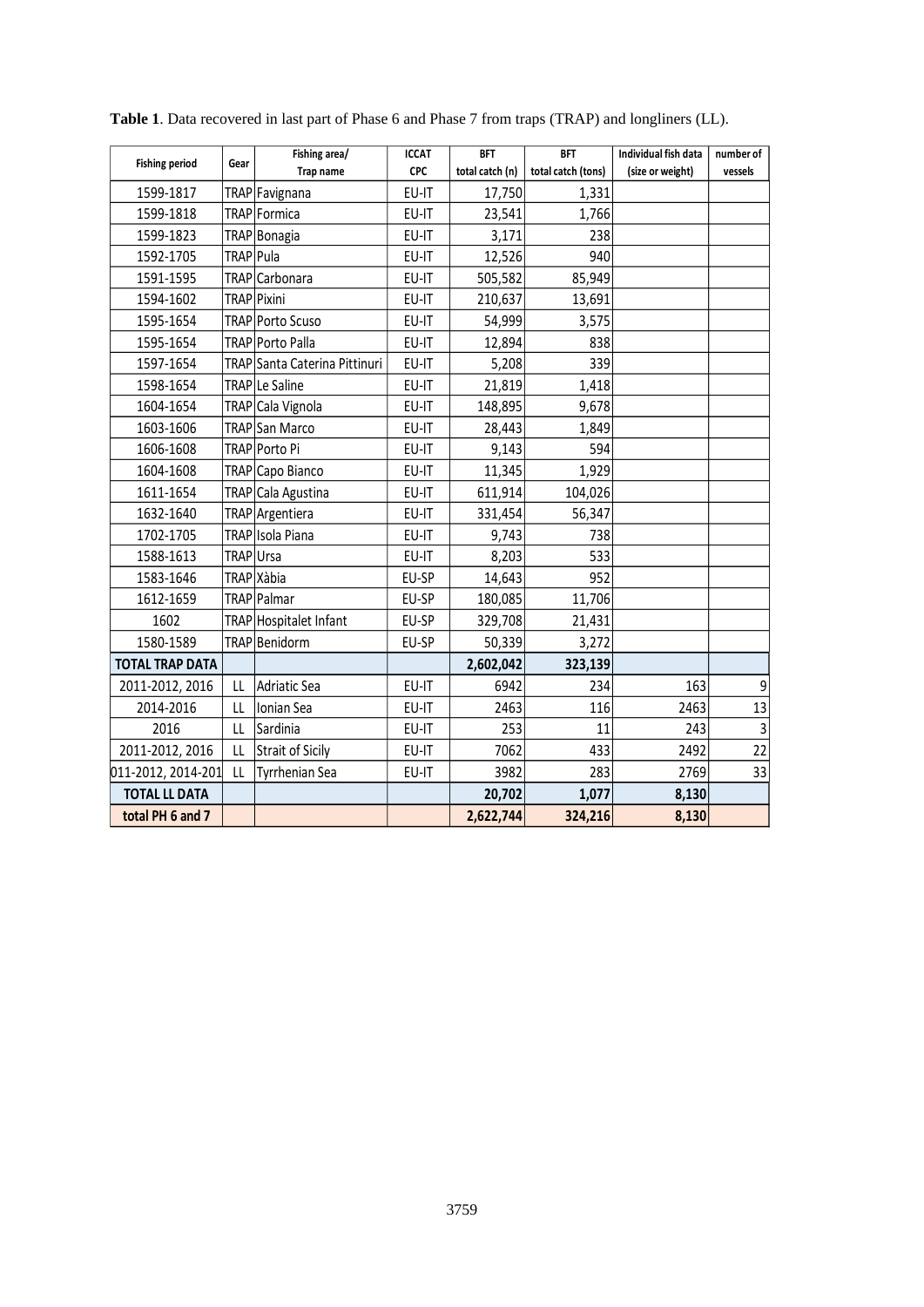**Table 1**. Data recovered in last part of Phase 6 and Phase 7 from traps (TRAP) and longliners (LL).

| Fishing period | Gear | Fishing area/ Trap name | ICCAT CPC | BFT total catch (n) | BFT total catch (tons) | Individual fish data (size or weight) | number of vessels |
|---|---|---|---|---|---|---|---|
| 1599-1817 | TRAP | Favignana | EU-IT | 17,750 | 1,331 | | |
| 1599-1818 | TRAP | Formica | EU-IT | 23,541 | 1,766 | | |
| 1599-1823 | TRAP | Bonagia | EU-IT | 3,171 | 238 | | |
| 1592-1705 | TRAP | Pula | EU-IT | 12,526 | 940 | | |
| 1591-1595 | TRAP | Carbonara | EU-IT | 505,582 | 85,949 | | |
| 1594-1602 | TRAP | Pixini | EU-IT | 210,637 | 13,691 | | |
| 1595-1654 | TRAP | Porto Scuso | EU-IT | 54,999 | 3,575 | | |
| 1595-1654 | TRAP | Porto Palla | EU-IT | 12,894 | 838 | | |
| 1597-1654 | TRAP | Santa Caterina Pittinuri | EU-IT | 5,208 | 339 | | |
| 1598-1654 | TRAP | Le Saline | EU-IT | 21,819 | 1,418 | | |
| 1604-1654 | TRAP | Cala Vignola | EU-IT | 148,895 | 9,678 | | |
| 1603-1606 | TRAP | San Marco | EU-IT | 28,443 | 1,849 | | |
| 1606-1608 | TRAP | Porto Pi | EU-IT | 9,143 | 594 | | |
| 1604-1608 | TRAP | Capo Bianco | EU-IT | 11,345 | 1,929 | | |
| 1611-1654 | TRAP | Cala Agustina | EU-IT | 611,914 | 104,026 | | |
| 1632-1640 | TRAP | Argentiera | EU-IT | 331,454 | 56,347 | | |
| 1702-1705 | TRAP | Isola Piana | EU-IT | 9,743 | 738 | | |
| 1588-1613 | TRAP | Ursa | EU-IT | 8,203 | 533 | | |
| 1583-1646 | TRAP | Xàbia | EU-SP | 14,643 | 952 | | |
| 1612-1659 | TRAP | Palmar | EU-SP | 180,085 | 11,706 | | |
| 1602 | TRAP | Hospitalet Infant | EU-SP | 329,708 | 21,431 | | |
| 1580-1589 | TRAP | Benidorm | EU-SP | 50,339 | 3,272 | | |
| **TOTAL TRAP DATA** | | | | **2,602,042** | **323,139** | | |
| 2011-2012, 2016 | LL | Adriatic Sea | EU-IT | 6942 | 234 | 163 | 9 |
| 2014-2016 | LL | Ionian Sea | EU-IT | 2463 | 116 | 2463 | 13 |
| 2016 | LL | Sardinia | EU-IT | 253 | 11 | 243 | 3 |
| 2011-2012, 2016 | LL | Strait of Sicily | EU-IT | 7062 | 433 | 2492 | 22 |
| 011-2012, 2014-201 | LL | Tyrrhenian Sea | EU-IT | 3982 | 283 | 2769 | 33 |
| **TOTAL LL DATA** | | | | **20,702** | **1,077** | **8,130** | |
| **total PH 6 and 7** | | | | **2,622,744** | **324,216** | **8,130** | |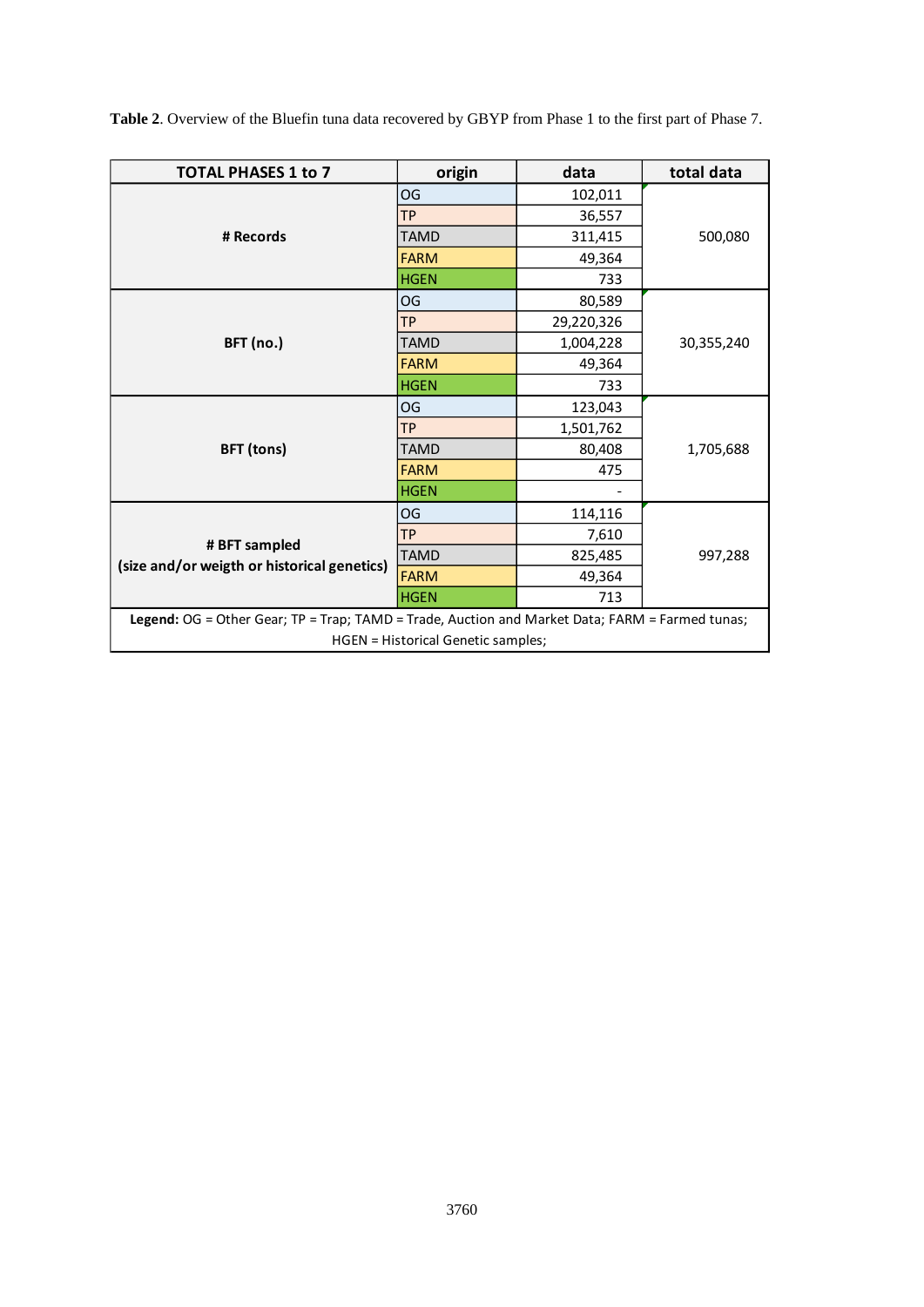**Table 2**. Overview of the Bluefin tuna data recovered by GBYP from Phase 1 to the first part of Phase 7.

| TOTAL PHASES 1 to 7 | origin | data | total data |
|---|---|---|---|
| # Records | OG | 102,011 | 500,080 |
| | TP | 36,557 | |
| | TAMD | 311,415 | |
| | FARM | 49,364 | |
| | HGEN | 733 | |
| BFT (no.) | OG | 80,589 | 30,355,240 |
| | TP | 29,220,326 | |
| | TAMD | 1,004,228 | |
| | FARM | 49,364 | |
| | HGEN | 733 | |
| BFT (tons) | OG | 123,043 | 1,705,688 |
| | TP | 1,501,762 | |
| | TAMD | 80,408 | |
| | FARM | 475 | |
| | HGEN | - | |
| # BFT sampled (size and/or weigth or historical genetics) | OG | 114,116 | 997,288 |
| | TP | 7,610 | |
| | TAMD | 825,485 | |
| | FARM | 49,364 | |
| | HGEN | 713 | |

**Legend:** OG = Other Gear; TP = Trap; TAMD = Trade, Auction and Market Data; FARM = Farmed tunas; HGEN = Historical Genetic samples;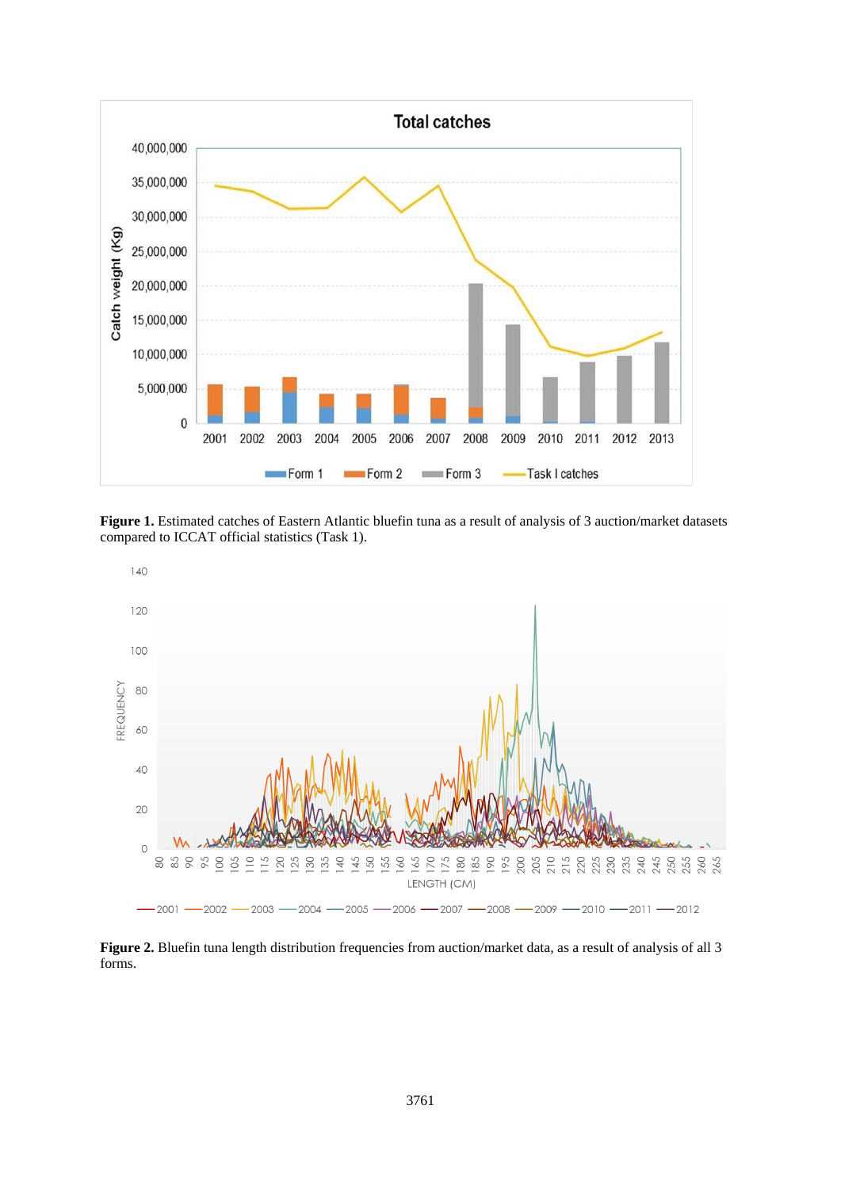Total catches

Catch weight (Kg)

40,000,000
35,000,000
30,000,000
25,000,000
20,000,000
15,000,000
10,000,000
5,000,000
0

2001 2002 2003 2004 2005 2006 2007 2008 2009 2010 2011 2012 2013

Form 1 Form 2 Form 3 Task I catches

**Figure 1.** Estimated catches of Eastern Atlantic bluefin tuna as a result of analysis of 3 auction/market datasets compared to ICCAT official statistics (Task 1).

FREQUENCY

140
120
100
80
60
40
20
0

80 85 90 95 100 105 110 115 120 125 130 135 140 145 150 155 160 165 170 175 180 185 190 195 200 205 210 215 220 225 230 235 240 245 250 255 260 265

LENGTH (CM)

2001 2002 2003 2004 2005 2006 2007 2008 2009 2010 2011 2012

**Figure 2.** Bluefin tuna length distribution frequencies from auction/market data, as a result of analysis of all 3 forms.